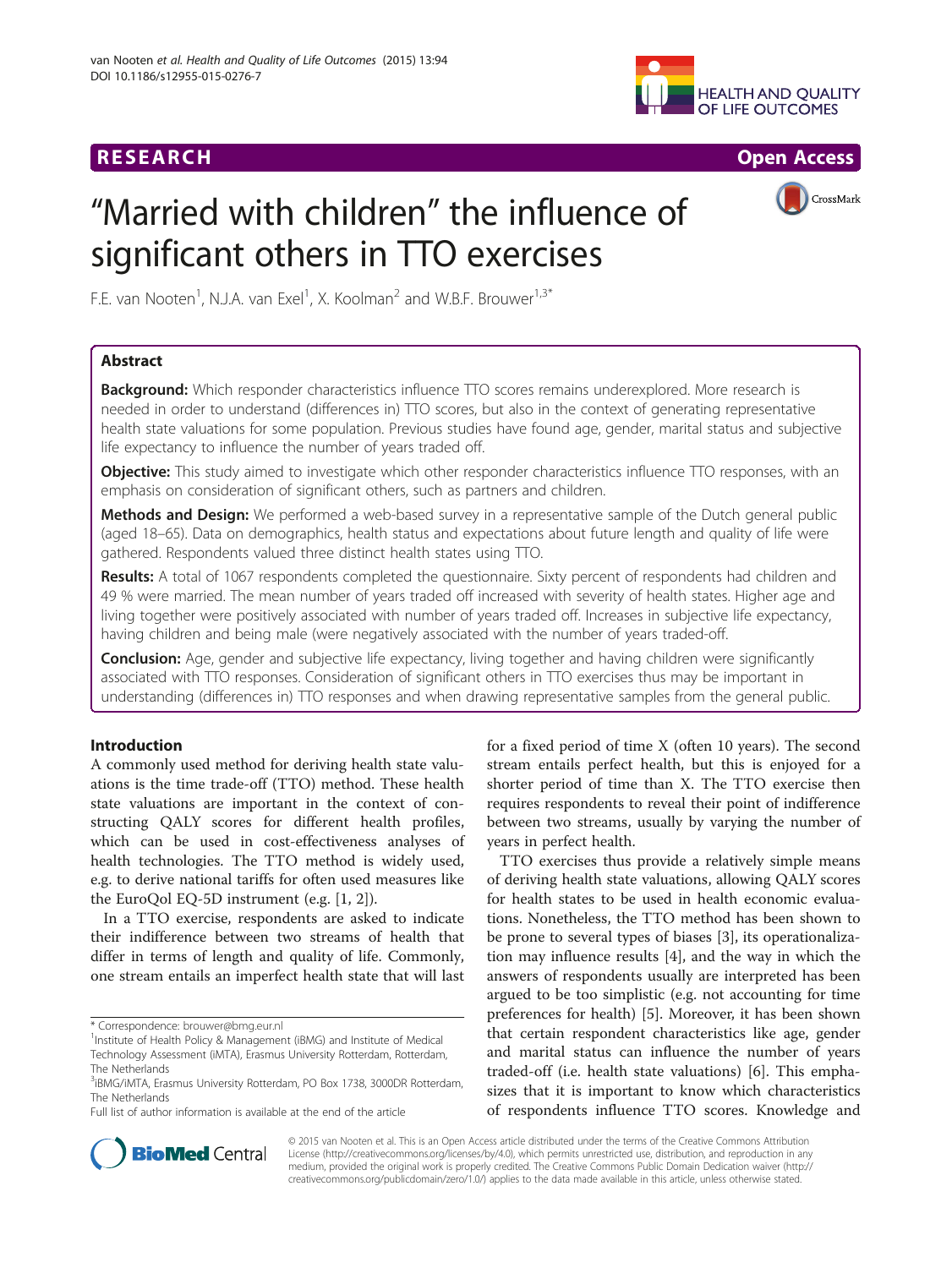**RESEARCH** **Open Access**

# "Married with children" the influence of significant others in TTO exercises

F.E. van Nooten[1], N.J.A. van Exel[1], X. Koolman[2] and W.B.F. Brouwer[1,3*]

## Abstract

**Background:** Which responder characteristics influence TTO scores remains underexplored. More research is needed in order to understand (differences in) TTO scores, but also in the context of generating representative health state valuations for some population. Previous studies have found age, gender, marital status and subjective life expectancy to influence the number of years traded off.

**Objective:** This study aimed to investigate which other responder characteristics influence TTO responses, with an emphasis on consideration of significant others, such as partners and children.

**Methods and Design:** We performed a web-based survey in a representative sample of the Dutch general public (aged 18–65). Data on demographics, health status and expectations about future length and quality of life were gathered. Respondents valued three distinct health states using TTO.

**Results:** A total of 1067 respondents completed the questionnaire. Sixty percent of respondents had children and 49 % were married. The mean number of years traded off increased with severity of health states. Higher age and living together were positively associated with number of years traded off. Increases in subjective life expectancy, having children and being male (were negatively associated with the number of years traded-off.

**Conclusion:** Age, gender and subjective life expectancy, living together and having children were significantly associated with TTO responses. Consideration of significant others in TTO exercises thus may be important in understanding (differences in) TTO responses and when drawing representative samples from the general public.

## Introduction

A commonly used method for deriving health state valuations is the time trade-off (TTO) method. These health state valuations are important in the context of constructing QALY scores for different health profiles, which can be used in cost-effectiveness analyses of health technologies. The TTO method is widely used, e.g. to derive national tariffs for often used measures like the EuroQol EQ-5D instrument (e.g. [1, 2]).

In a TTO exercise, respondents are asked to indicate their indifference between two streams of health that differ in terms of length and quality of life. Commonly, one stream entails an imperfect health state that will last for a fixed period of time X (often 10 years). The second stream entails perfect health, but this is enjoyed for a shorter period of time than X. The TTO exercise then requires respondents to reveal their point of indifference between two streams, usually by varying the number of years in perfect health.

TTO exercises thus provide a relatively simple means of deriving health state valuations, allowing QALY scores for health states to be used in health economic evaluations. Nonetheless, the TTO method has been shown to be prone to several types of biases [3], its operationalization may influence results [4], and the way in which the answers of respondents usually are interpreted has been argued to be too simplistic (e.g. not accounting for time preferences for health) [5]. Moreover, it has been shown that certain respondent characteristics like age, gender and marital status can influence the number of years traded-off (i.e. health state valuations) [6]. This emphasizes that it is important to know which characteristics of respondents influence TTO scores. Knowledge and

\* Correspondence: brouwer@bmg.eur.nl

[1]Institute of Health Policy & Management (iBMG) and Institute of Medical Technology Assessment (iMTA), Erasmus University Rotterdam, Rotterdam, The Netherlands

[3]iBMG/iMTA, Erasmus University Rotterdam, PO Box 1738, 3000DR Rotterdam, The Netherlands

Full list of author information is available at the end of the article

© 2015 van Nooten et al. This is an Open Access article distributed under the terms of the Creative Commons Attribution License (http://creativecommons.org/licenses/by/4.0), which permits unrestricted use, distribution, and reproduction in any medium, provided the original work is properly credited. The Creative Commons Public Domain Dedication waiver (http://creativecommons.org/publicdomain/zero/1.0/) applies to the data made available in this article, unless otherwise stated.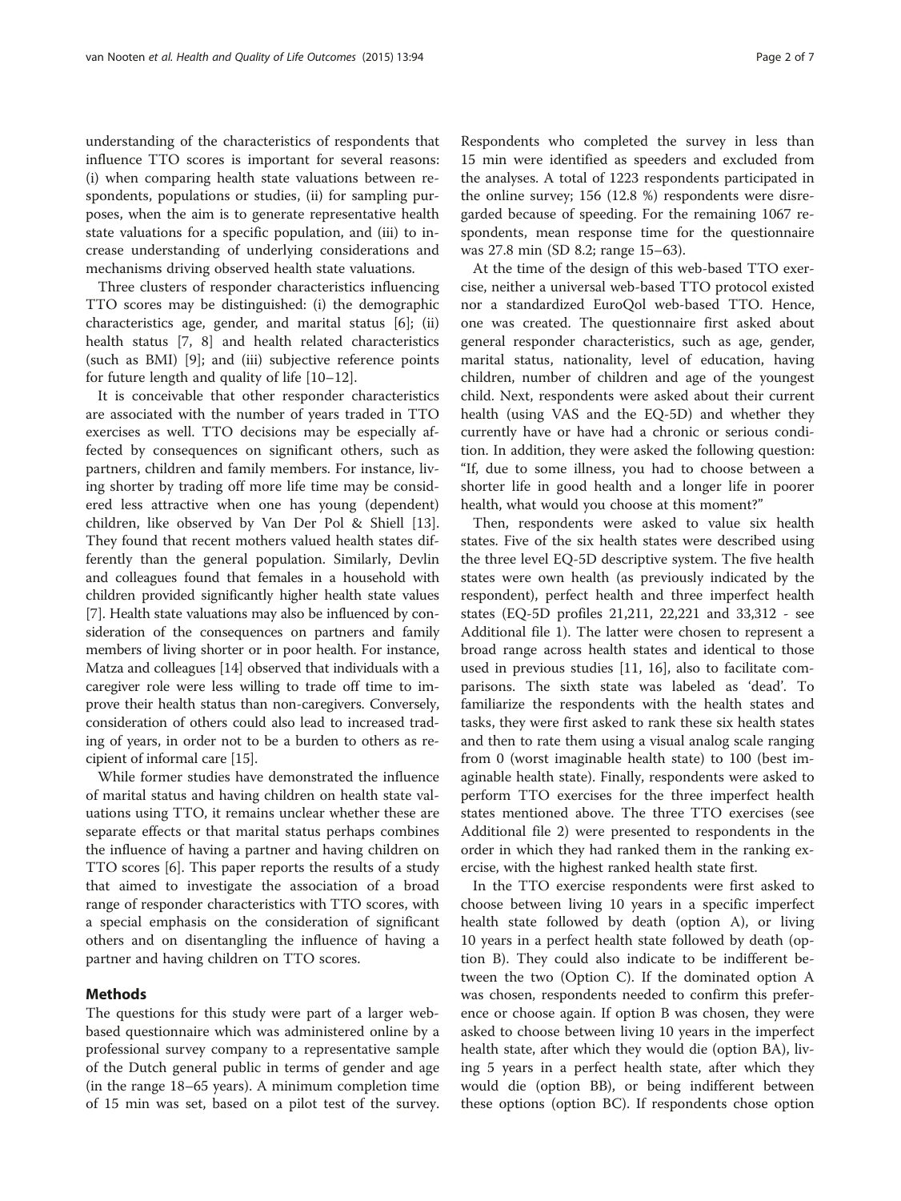understanding of the characteristics of respondents that influence TTO scores is important for several reasons: (i) when comparing health state valuations between respondents, populations or studies, (ii) for sampling purposes, when the aim is to generate representative health state valuations for a specific population, and (iii) to increase understanding of underlying considerations and mechanisms driving observed health state valuations.

Three clusters of responder characteristics influencing TTO scores may be distinguished: (i) the demographic characteristics age, gender, and marital status [6]; (ii) health status [7, 8] and health related characteristics (such as BMI) [9]; and (iii) subjective reference points for future length and quality of life [10–12].

It is conceivable that other responder characteristics are associated with the number of years traded in TTO exercises as well. TTO decisions may be especially affected by consequences on significant others, such as partners, children and family members. For instance, living shorter by trading off more life time may be considered less attractive when one has young (dependent) children, like observed by Van Der Pol & Shiell [13]. They found that recent mothers valued health states differently than the general population. Similarly, Devlin and colleagues found that females in a household with children provided significantly higher health state values [7]. Health state valuations may also be influenced by consideration of the consequences on partners and family members of living shorter or in poor health. For instance, Matza and colleagues [14] observed that individuals with a caregiver role were less willing to trade off time to improve their health status than non-caregivers. Conversely, consideration of others could also lead to increased trading of years, in order not to be a burden to others as recipient of informal care [15].

While former studies have demonstrated the influence of marital status and having children on health state valuations using TTO, it remains unclear whether these are separate effects or that marital status perhaps combines the influence of having a partner and having children on TTO scores [6]. This paper reports the results of a study that aimed to investigate the association of a broad range of responder characteristics with TTO scores, with a special emphasis on the consideration of significant others and on disentangling the influence of having a partner and having children on TTO scores.

## Methods

The questions for this study were part of a larger web-based questionnaire which was administered online by a professional survey company to a representative sample of the Dutch general public in terms of gender and age (in the range 18–65 years). A minimum completion time of 15 min was set, based on a pilot test of the survey. Respondents who completed the survey in less than 15 min were identified as speeders and excluded from the analyses. A total of 1223 respondents participated in the online survey; 156 (12.8 %) respondents were disregarded because of speeding. For the remaining 1067 respondents, mean response time for the questionnaire was 27.8 min (SD 8.2; range 15–63).

At the time of the design of this web-based TTO exercise, neither a universal web-based TTO protocol existed nor a standardized EuroQol web-based TTO. Hence, one was created. The questionnaire first asked about general responder characteristics, such as age, gender, marital status, nationality, level of education, having children, number of children and age of the youngest child. Next, respondents were asked about their current health (using VAS and the EQ-5D) and whether they currently have or have had a chronic or serious condition. In addition, they were asked the following question: "If, due to some illness, you had to choose between a shorter life in good health and a longer life in poorer health, what would you choose at this moment?"

Then, respondents were asked to value six health states. Five of the six health states were described using the three level EQ-5D descriptive system. The five health states were own health (as previously indicated by the respondent), perfect health and three imperfect health states (EQ-5D profiles 21,211, 22,221 and 33,312 - see Additional file 1). The latter were chosen to represent a broad range across health states and identical to those used in previous studies [11, 16], also to facilitate comparisons. The sixth state was labeled as 'dead'. To familiarize the respondents with the health states and tasks, they were first asked to rank these six health states and then to rate them using a visual analog scale ranging from 0 (worst imaginable health state) to 100 (best imaginable health state). Finally, respondents were asked to perform TTO exercises for the three imperfect health states mentioned above. The three TTO exercises (see Additional file 2) were presented to respondents in the order in which they had ranked them in the ranking exercise, with the highest ranked health state first.

In the TTO exercise respondents were first asked to choose between living 10 years in a specific imperfect health state followed by death (option A), or living 10 years in a perfect health state followed by death (option B). They could also indicate to be indifferent between the two (Option C). If the dominated option A was chosen, respondents needed to confirm this preference or choose again. If option B was chosen, they were asked to choose between living 10 years in the imperfect health state, after which they would die (option BA), living 5 years in a perfect health state, after which they would die (option BB), or being indifferent between these options (option BC). If respondents chose option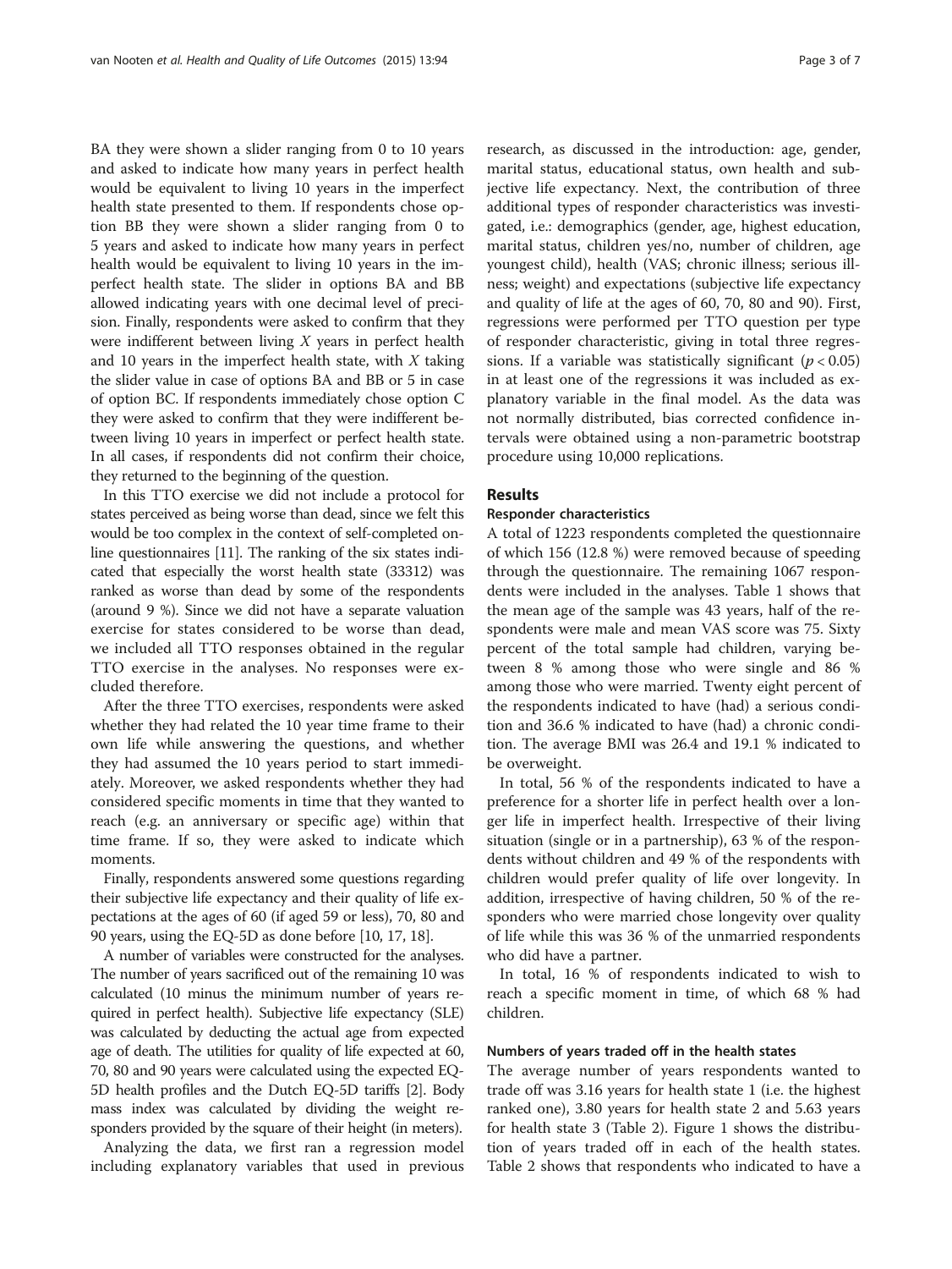BA they were shown a slider ranging from 0 to 10 years and asked to indicate how many years in perfect health would be equivalent to living 10 years in the imperfect health state presented to them. If respondents chose option BB they were shown a slider ranging from 0 to 5 years and asked to indicate how many years in perfect health would be equivalent to living 10 years in the imperfect health state. The slider in options BA and BB allowed indicating years with one decimal level of precision. Finally, respondents were asked to confirm that they were indifferent between living $X$ years in perfect health and 10 years in the imperfect health state, with $X$ taking the slider value in case of options BA and BB or 5 in case of option BC. If respondents immediately chose option C they were asked to confirm that they were indifferent between living 10 years in imperfect or perfect health state. In all cases, if respondents did not confirm their choice, they returned to the beginning of the question.

In this TTO exercise we did not include a protocol for states perceived as being worse than dead, since we felt this would be too complex in the context of self-completed online questionnaires [11]. The ranking of the six states indicated that especially the worst health state (33312) was ranked as worse than dead by some of the respondents (around 9 %). Since we did not have a separate valuation exercise for states considered to be worse than dead, we included all TTO responses obtained in the regular TTO exercise in the analyses. No responses were excluded therefore.

After the three TTO exercises, respondents were asked whether they had related the 10 year time frame to their own life while answering the questions, and whether they had assumed the 10 years period to start immediately. Moreover, we asked respondents whether they had considered specific moments in time that they wanted to reach (e.g. an anniversary or specific age) within that time frame. If so, they were asked to indicate which moments.

Finally, respondents answered some questions regarding their subjective life expectancy and their quality of life expectations at the ages of 60 (if aged 59 or less), 70, 80 and 90 years, using the EQ-5D as done before [10, 17, 18].

A number of variables were constructed for the analyses. The number of years sacrificed out of the remaining 10 was calculated (10 minus the minimum number of years required in perfect health). Subjective life expectancy (SLE) was calculated by deducting the actual age from expected age of death. The utilities for quality of life expected at 60, 70, 80 and 90 years were calculated using the expected EQ-5D health profiles and the Dutch EQ-5D tariffs [2]. Body mass index was calculated by dividing the weight responders provided by the square of their height (in meters).

Analyzing the data, we first ran a regression model including explanatory variables that used in previous research, as discussed in the introduction: age, gender, marital status, educational status, own health and subjective life expectancy. Next, the contribution of three additional types of responder characteristics was investigated, i.e.: demographics (gender, age, highest education, marital status, children yes/no, number of children, age youngest child), health (VAS; chronic illness; serious illness; weight) and expectations (subjective life expectancy and quality of life at the ages of 60, 70, 80 and 90). First, regressions were performed per TTO question per type of responder characteristic, giving in total three regressions. If a variable was statistically significant ($p < 0.05$) in at least one of the regressions it was included as explanatory variable in the final model. As the data was not normally distributed, bias corrected confidence intervals were obtained using a non-parametric bootstrap procedure using 10,000 replications.

## Results

### Responder characteristics

A total of 1223 respondents completed the questionnaire of which 156 (12.8 %) were removed because of speeding through the questionnaire. The remaining 1067 respondents were included in the analyses. Table 1 shows that the mean age of the sample was 43 years, half of the respondents were male and mean VAS score was 75. Sixty percent of the total sample had children, varying between 8 % among those who were single and 86 % among those who were married. Twenty eight percent of the respondents indicated to have (had) a serious condition and 36.6 % indicated to have (had) a chronic condition. The average BMI was 26.4 and 19.1 % indicated to be overweight.

In total, 56 % of the respondents indicated to have a preference for a shorter life in perfect health over a longer life in imperfect health. Irrespective of their living situation (single or in a partnership), 63 % of the respondents without children and 49 % of the respondents with children would prefer quality of life over longevity. In addition, irrespective of having children, 50 % of the responders who were married chose longevity over quality of life while this was 36 % of the unmarried respondents who did have a partner.

In total, 16 % of respondents indicated to wish to reach a specific moment in time, of which 68 % had children.

### Numbers of years traded off in the health states

The average number of years respondents wanted to trade off was 3.16 years for health state 1 (i.e. the highest ranked one), 3.80 years for health state 2 and 5.63 years for health state 3 (Table 2). Figure 1 shows the distribution of years traded off in each of the health states. Table 2 shows that respondents who indicated to have a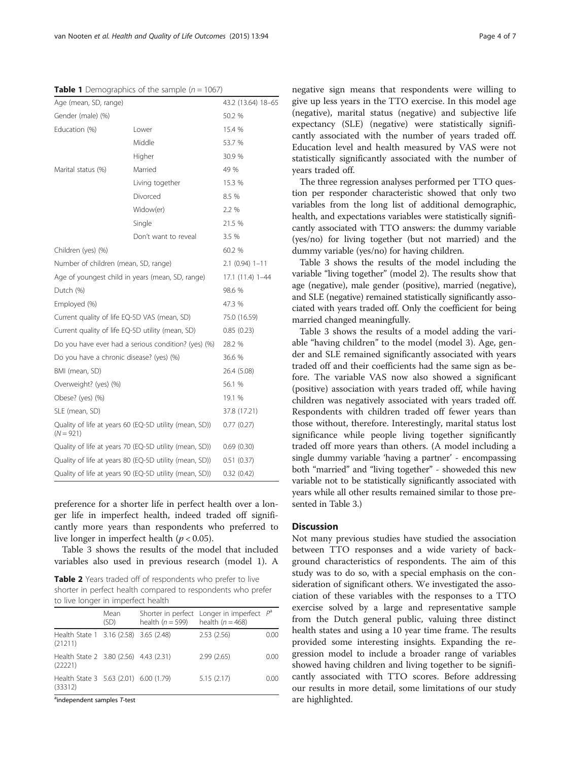**Table 1** Demographics of the sample ($n = 1067$)

| | | |
|---|---|---|
| Age (mean, SD, range) | | 43.2 (13.64) 18–65 |
| Gender (male) (%) | | 50.2 % |
| Education (%) | Lower | 15.4 % |
| | Middle | 53.7 % |
| | Higher | 30.9 % |
| Marital status (%) | Married | 49 % |
| | Living together | 15.3 % |
| | Divorced | 8.5 % |
| | Widow(er) | 2.2 % |
| | Single | 21.5 % |
| | Don't want to reveal | 3.5 % |
| Children (yes) (%) | | 60.2 % |
| Number of children (mean, SD, range) | | 2.1 (0.94) 1–11 |
| Age of youngest child in years (mean, SD, range) | | 17.1 (11.4) 1–44 |
| Dutch (%) | | 98.6 % |
| Employed (%) | | 47.3 % |
| Current quality of life EQ-5D VAS (mean, SD) | | 75.0 (16.59) |
| Current quality of life EQ-5D utility (mean, SD) | | 0.85 (0.23) |
| Do you have ever had a serious condition? (yes) (%) | | 28.2 % |
| Do you have a chronic disease? (yes) (%) | | 36.6 % |
| BMI (mean, SD) | | 26.4 (5.08) |
| Overweight? (yes) (%) | | 56.1 % |
| Obese? (yes) (%) | | 19.1 % |
| SLE (mean, SD) | | 37.8 (17.21) |
| Quality of life at years 60 (EQ-5D utility (mean, SD)) ($N = 921$) | | 0.77 (0.27) |
| Quality of life at years 70 (EQ-5D utility (mean, SD)) | | 0.69 (0.30) |
| Quality of life at years 80 (EQ-5D utility (mean, SD)) | | 0.51 (0.37) |
| Quality of life at years 90 (EQ-5D utility (mean, SD)) | | 0.32 (0.42) |

preference for a shorter life in perfect health over a longer life in imperfect health, indeed traded off significantly more years than respondents who preferred to live longer in imperfect health ($p < 0.05$).

Table 3 shows the results of the model that included variables also used in previous research (model 1). A negative sign means that respondents were willing to give up less years in the TTO exercise. In this model age (negative), marital status (negative) and subjective life expectancy (SLE) (negative) were statistically significantly associated with the number of years traded off. Education level and health measured by VAS were not statistically significantly associated with the number of years traded off.

**Table 2** Years traded off of respondents who prefer to live shorter in perfect health compared to respondents who prefer to live longer in imperfect health

| | Mean (SD) | Shorter in perfect health ($n = 599$) | Longer in imperfect health ($n = 468$) | $P$[a] |
|---|---|---|---|---|
| Health State 1 (21211) | 3.16 (2.58) | 3.65 (2.48) | 2.53 (2.56) | 0.00 |
| Health State 2 (22221) | 3.80 (2.56) | 4.43 (2.31) | 2.99 (2.65) | 0.00 |
| Health State 3 (33312) | 5.63 (2.01) | 6.00 (1.79) | 5.15 (2.17) | 0.00 |

[a]independent samples *T*-test

The three regression analyses performed per TTO question per responder characteristic showed that only two variables from the long list of additional demographic, health, and expectations variables were statistically significantly associated with TTO answers: the dummy variable (yes/no) for living together (but not married) and the dummy variable (yes/no) for having children.

Table 3 shows the results of the model including the variable "living together" (model 2). The results show that age (negative), male gender (positive), married (negative), and SLE (negative) remained statistically significantly associated with years traded off. Only the coefficient for being married changed meaningfully.

Table 3 shows the results of a model adding the variable "having children" to the model (model 3). Age, gender and SLE remained significantly associated with years traded off and their coefficients had the same sign as before. The variable VAS now also showed a significant (positive) association with years traded off, while having children was negatively associated with years traded off. Respondents with children traded off fewer years than those without, therefore. Interestingly, marital status lost significance while people living together significantly traded off more years than others. (A model including a single dummy variable 'having a partner' - encompassing both "married" and "living together" - showeded this new variable not to be statistically significantly associated with years while all other results remained similar to those presented in Table 3.)

## Discussion

Not many previous studies have studied the association between TTO responses and a wide variety of background characteristics of respondents. The aim of this study was to do so, with a special emphasis on the consideration of significant others. We investigated the association of these variables with the responses to a TTO exercise solved by a large and representative sample from the Dutch general public, valuing three distinct health states and using a 10 year time frame. The results provided some interesting insights. Expanding the regression model to include a broader range of variables showed having children and living together to be significantly associated with TTO scores. Before addressing our results in more detail, some limitations of our study are highlighted.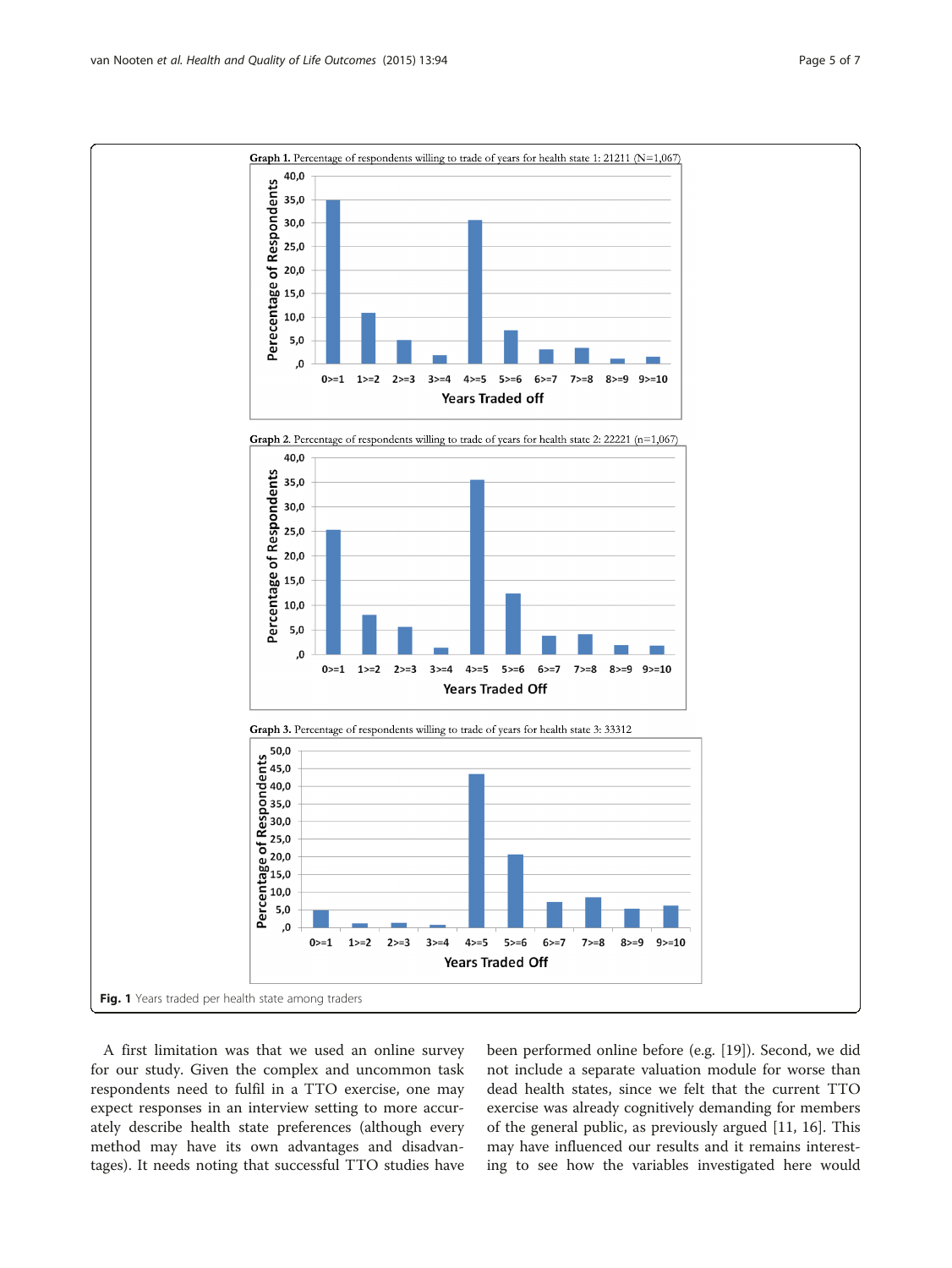**Graph 1.** Percentage of respondents willing to trade of years for health state 1: 21211 (N=1,067)

**Graph 2.** Percentage of respondents willing to trade of years for health state 2: 22221 (n=1,067)

**Graph 3.** Percentage of respondents willing to trade of years for health state 3: 33312

**Fig. 1** Years traded per health state among traders

A first limitation was that we used an online survey for our study. Given the complex and uncommon task respondents need to fulfil in a TTO exercise, one may expect responses in an interview setting to more accurately describe health state preferences (although every method may have its own advantages and disadvantages). It needs noting that successful TTO studies have been performed online before (e.g. [19]). Second, we did not include a separate valuation module for worse than dead health states, since we felt that the current TTO exercise was already cognitively demanding for members of the general public, as previously argued [11, 16]. This may have influenced our results and it remains interesting to see how the variables investigated here would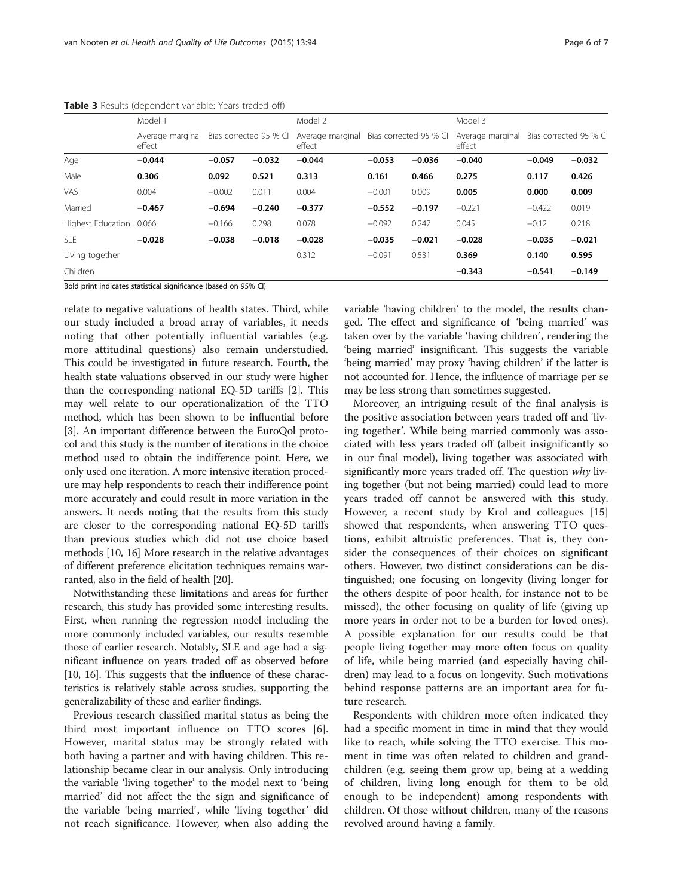**Table 3** Results (dependent variable: Years traded-off)

| | Model 1 | | | Model 2 | | | Model 3 | | |
|---|---|---|---|---|---|---|---|---|---|
| | Average marginal effect | Bias corrected 95 % CI | | Average marginal effect | Bias corrected 95 % CI | | Average marginal effect | Bias corrected 95 % CI | |
| Age | **−0.044** | **−0.057** | **−0.032** | **−0.044** | **−0.053** | **−0.036** | **−0.040** | **−0.049** | **−0.032** |
| Male | **0.306** | **0.092** | **0.521** | **0.313** | **0.161** | **0.466** | **0.275** | **0.117** | **0.426** |
| VAS | 0.004 | −0.002 | 0.011 | 0.004 | −0.001 | 0.009 | **0.005** | **0.000** | **0.009** |
| Married | **−0.467** | **−0.694** | **−0.240** | **−0.377** | **−0.552** | **−0.197** | −0.221 | −0.422 | 0.019 |
| Highest Education | 0.066 | −0.166 | 0.298 | 0.078 | −0.092 | 0.247 | 0.045 | −0.12 | 0.218 |
| SLE | **−0.028** | **−0.038** | **−0.018** | **−0.028** | **−0.035** | **−0.021** | **−0.028** | **−0.035** | **−0.021** |
| Living together | | | | 0.312 | −0.091 | 0.531 | **0.369** | **0.140** | **0.595** |
| Children | | | | | | | **−0.343** | **−0.541** | **−0.149** |

Bold print indicates statistical significance (based on 95% CI)

relate to negative valuations of health states. Third, while our study included a broad array of variables, it needs noting that other potentially influential variables (e.g. more attitudinal questions) also remain understudied. This could be investigated in future research. Fourth, the health state valuations observed in our study were higher than the corresponding national EQ-5D tariffs [2]. This may well relate to our operationalization of the TTO method, which has been shown to be influential before [3]. An important difference between the EuroQol protocol and this study is the number of iterations in the choice method used to obtain the indifference point. Here, we only used one iteration. A more intensive iteration procedure may help respondents to reach their indifference point more accurately and could result in more variation in the answers. It needs noting that the results from this study are closer to the corresponding national EQ-5D tariffs than previous studies which did not use choice based methods [10, 16] More research in the relative advantages of different preference elicitation techniques remains warranted, also in the field of health [20].

Notwithstanding these limitations and areas for further research, this study has provided some interesting results. First, when running the regression model including the more commonly included variables, our results resemble those of earlier research. Notably, SLE and age had a significant influence on years traded off as observed before [10, 16]. This suggests that the influence of these characteristics is relatively stable across studies, supporting the generalizability of these and earlier findings.

Previous research classified marital status as being the third most important influence on TTO scores [6]. However, marital status may be strongly related with both having a partner and with having children. This relationship became clear in our analysis. Only introducing the variable 'living together' to the model next to 'being married' did not affect the the sign and significance of the variable 'being married', while 'living together' did not reach significance. However, when also adding the variable 'having children' to the model, the results changed. The effect and significance of 'being married' was taken over by the variable 'having children', rendering the 'being married' insignificant. This suggests the variable 'being married' may proxy 'having children' if the latter is not accounted for. Hence, the influence of marriage per se may be less strong than sometimes suggested.

Moreover, an intriguing result of the final analysis is the positive association between years traded off and 'living together'. While being married commonly was associated with less years traded off (albeit insignificantly so in our final model), living together was associated with significantly more years traded off. The question *why* living together (but not being married) could lead to more years traded off cannot be answered with this study. However, a recent study by Krol and colleagues [15] showed that respondents, when answering TTO questions, exhibit altruistic preferences. That is, they consider the consequences of their choices on significant others. However, two distinct considerations can be distinguished; one focusing on longevity (living longer for the others despite of poor health, for instance not to be missed), the other focusing on quality of life (giving up more years in order not to be a burden for loved ones). A possible explanation for our results could be that people living together may more often focus on quality of life, while being married (and especially having children) may lead to a focus on longevity. Such motivations behind response patterns are an important area for future research.

Respondents with children more often indicated they had a specific moment in time in mind that they would like to reach, while solving the TTO exercise. This moment in time was often related to children and grandchildren (e.g. seeing them grow up, being at a wedding of children, living long enough for them to be old enough to be independent) among respondents with children. Of those without children, many of the reasons revolved around having a family.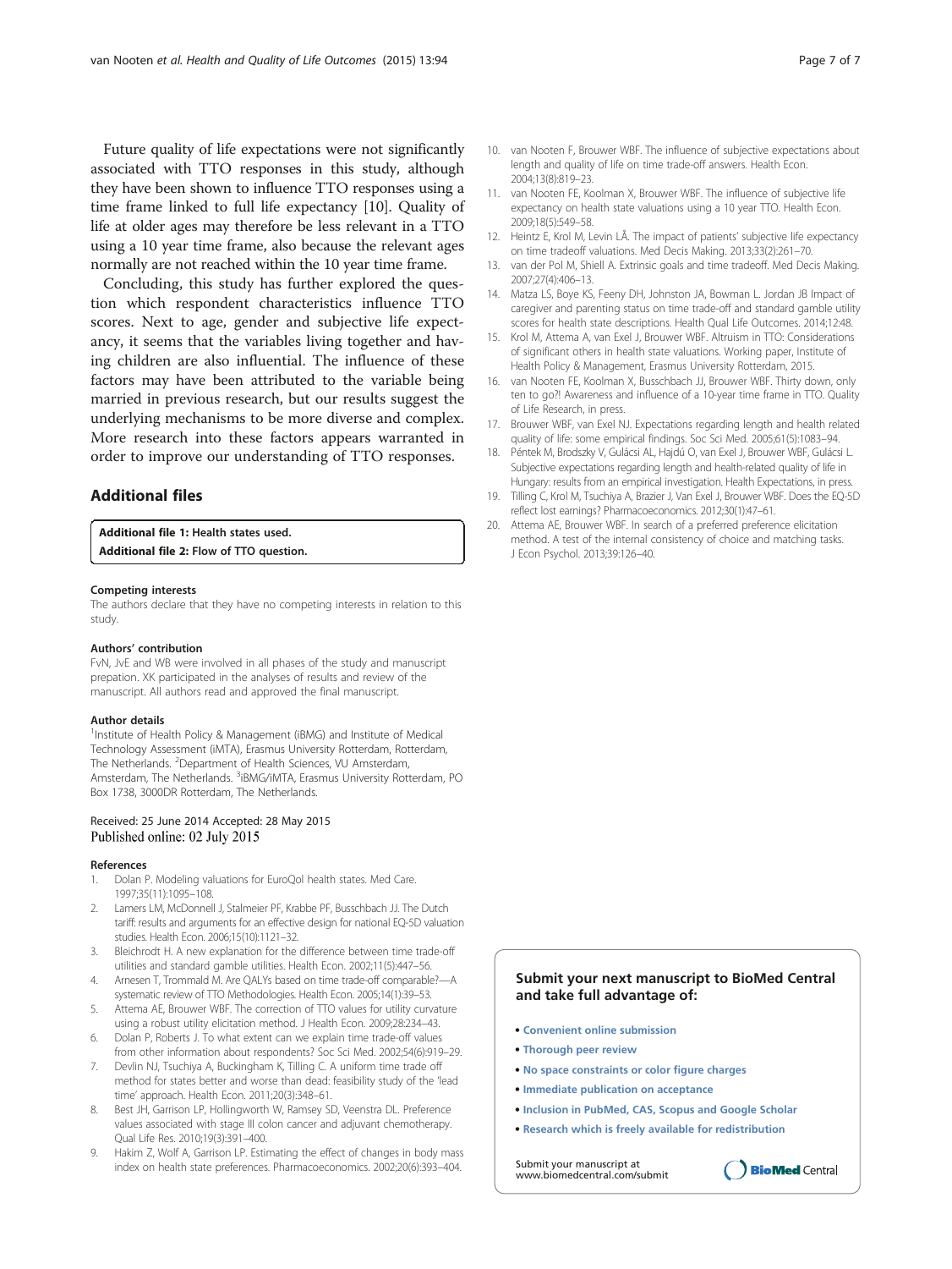Future quality of life expectations were not significantly associated with TTO responses in this study, although they have been shown to influence TTO responses using a time frame linked to full life expectancy [10]. Quality of life at older ages may therefore be less relevant in a TTO using a 10 year time frame, also because the relevant ages normally are not reached within the 10 year time frame.

Concluding, this study has further explored the question which respondent characteristics influence TTO scores. Next to age, gender and subjective life expectancy, it seems that the variables living together and having children are also influential. The influence of these factors may have been attributed to the variable being married in previous research, but our results suggest the underlying mechanisms to be more diverse and complex. More research into these factors appears warranted in order to improve our understanding of TTO responses.

## Additional files

**Additional file 1:** Health states used.
**Additional file 2:** Flow of TTO question.

#### Competing interests

The authors declare that they have no competing interests in relation to this study.

#### Authors' contribution

FvN, JvE and WB were involved in all phases of the study and manuscript prepation. XK participated in the analyses of results and review of the manuscript. All authors read and approved the final manuscript.

#### Author details

[1]Institute of Health Policy & Management (iBMG) and Institute of Medical Technology Assessment (iMTA), Erasmus University Rotterdam, Rotterdam, The Netherlands. [2]Department of Health Sciences, VU Amsterdam, Amsterdam, The Netherlands. [3]iBMG/iMTA, Erasmus University Rotterdam, PO Box 1738, 3000DR Rotterdam, The Netherlands.

Received: 25 June 2014 Accepted: 28 May 2015
Published online: 02 July 2015

#### References

1. Dolan P. Modeling valuations for EuroQol health states. Med Care. 1997;35(11):1095–108.
2. Lamers LM, McDonnell J, Stalmeier PF, Krabbe PF, Busschbach JJ. The Dutch tariff: results and arguments for an effective design for national EQ-5D valuation studies. Health Econ. 2006;15(10):1121–32.
3. Bleichrodt H. A new explanation for the difference between time trade-off utilities and standard gamble utilities. Health Econ. 2002;11(5):447–56.
4. Arnesen T, Trommald M. Are QALYs based on time trade-off comparable?—A systematic review of TTO Methodologies. Health Econ. 2005;14(1):39–53.
5. Attema AE, Brouwer WBF. The correction of TTO values for utility curvature using a robust utility elicitation method. J Health Econ. 2009;28:234–43.
6. Dolan P, Roberts J. To what extent can we explain time trade-off values from other information about respondents? Soc Sci Med. 2002;54(6):919–29.
7. Devlin NJ, Tsuchiya A, Buckingham K, Tilling C. A uniform time trade off method for states better and worse than dead: feasibility study of the 'lead time' approach. Health Econ. 2011;20(3):348–61.
8. Best JH, Garrison LP, Hollingworth W, Ramsey SD, Veenstra DL. Preference values associated with stage III colon cancer and adjuvant chemotherapy. Qual Life Res. 2010;19(3):391–400.
9. Hakim Z, Wolf A, Garrison LP. Estimating the effect of changes in body mass index on health state preferences. Pharmacoeconomics. 2002;20(6):393–404.
10. van Nooten F, Brouwer WBF. The influence of subjective expectations about length and quality of life on time trade-off answers. Health Econ. 2004;13(8):819–23.
11. van Nooten FE, Koolman X, Brouwer WBF. The influence of subjective life expectancy on health state valuations using a 10 year TTO. Health Econ. 2009;18(5):549–58.
12. Heintz E, Krol M, Levin LÅ. The impact of patients' subjective life expectancy on time tradeoff valuations. Med Decis Making. 2013;33(2):261–70.
13. van der Pol M, Shiell A. Extrinsic goals and time tradeoff. Med Decis Making. 2007;27(4):406–13.
14. Matza LS, Boye KS, Feeny DH, Johnston JA, Bowman L. Jordan JB Impact of caregiver and parenting status on time trade-off and standard gamble utility scores for health state descriptions. Health Qual Life Outcomes. 2014;12:48.
15. Krol M, Attema A, van Exel J, Brouwer WBF. Altruism in TTO: Considerations of significant others in health state valuations. Working paper, Institute of Health Policy & Management, Erasmus University Rotterdam, 2015.
16. van Nooten FE, Koolman X, Busschbach JJ, Brouwer WBF. Thirty down, only ten to go?! Awareness and influence of a 10-year time frame in TTO. Quality of Life Research, in press.
17. Brouwer WBF, van Exel NJ. Expectations regarding length and health related quality of life: some empirical findings. Soc Sci Med. 2005;61(5):1083–94.
18. Péntek M, Brodszky V, Gulácsi AL, Hajdú O, van Exel J, Brouwer WBF, Gulácsi L. Subjective expectations regarding length and health-related quality of life in Hungary: results from an empirical investigation. Health Expectations, in press.
19. Tilling C, Krol M, Tsuchiya A, Brazier J, Van Exel J, Brouwer WBF. Does the EQ-5D reflect lost earnings? Pharmacoeconomics. 2012;30(1):47–61.
20. Attema AE, Brouwer WBF. In search of a preferred preference elicitation method. A test of the internal consistency of choice and matching tasks. J Econ Psychol. 2013;39:126–40.